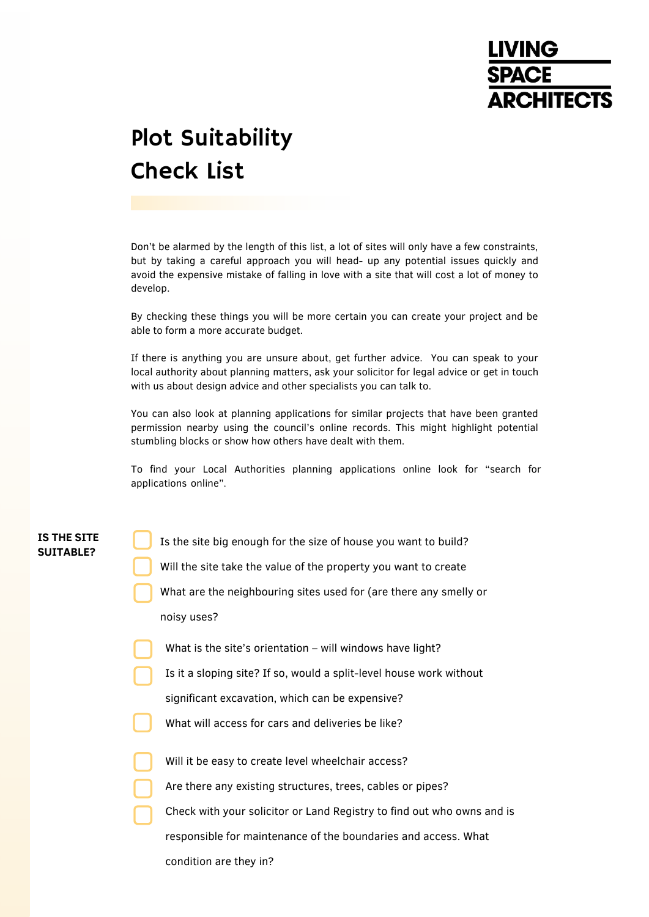LIVING SPACE ARCHITECTS

# Plot Suitability Check List

Don't be alarmed by the length of this list, a lot of sites will only have a few constraints, but by taking a careful approach you will head- up any potential issues quickly and avoid the expensive mistake of falling in love with a site that will cost a lot of money to develop.

By checking these things you will be more certain you can create your project and be able to form a more accurate budget.

If there is anything you are unsure about, get further advice. You can speak to your local authority about planning matters, ask your solicitor for legal advice or get in touch with us about design advice and other specialists you can talk to.

You can also look at planning applications for similar projects that have been granted permission nearby using the council's online records. This might highlight potential stumbling blocks or show how others have dealt with them.

To find your Local Authorities planning applications online look for "search for applications online".

**IS THE SITE SUITABLE?**

- [ ] Is the site big enough for the size of house you want to build?
- [ ] Will the site take the value of the property you want to create
- [ ] What are the neighbouring sites used for (are there any smelly or noisy uses?
- [ ] What is the site's orientation – will windows have light?
- [ ] Is it a sloping site? If so, would a split-level house work without significant excavation, which can be expensive?
- [ ] What will access for cars and deliveries be like?
- [ ] Will it be easy to create level wheelchair access?
- [ ] Are there any existing structures, trees, cables or pipes?
- [ ] Check with your solicitor or Land Registry to find out who owns and is responsible for maintenance of the boundaries and access. What condition are they in?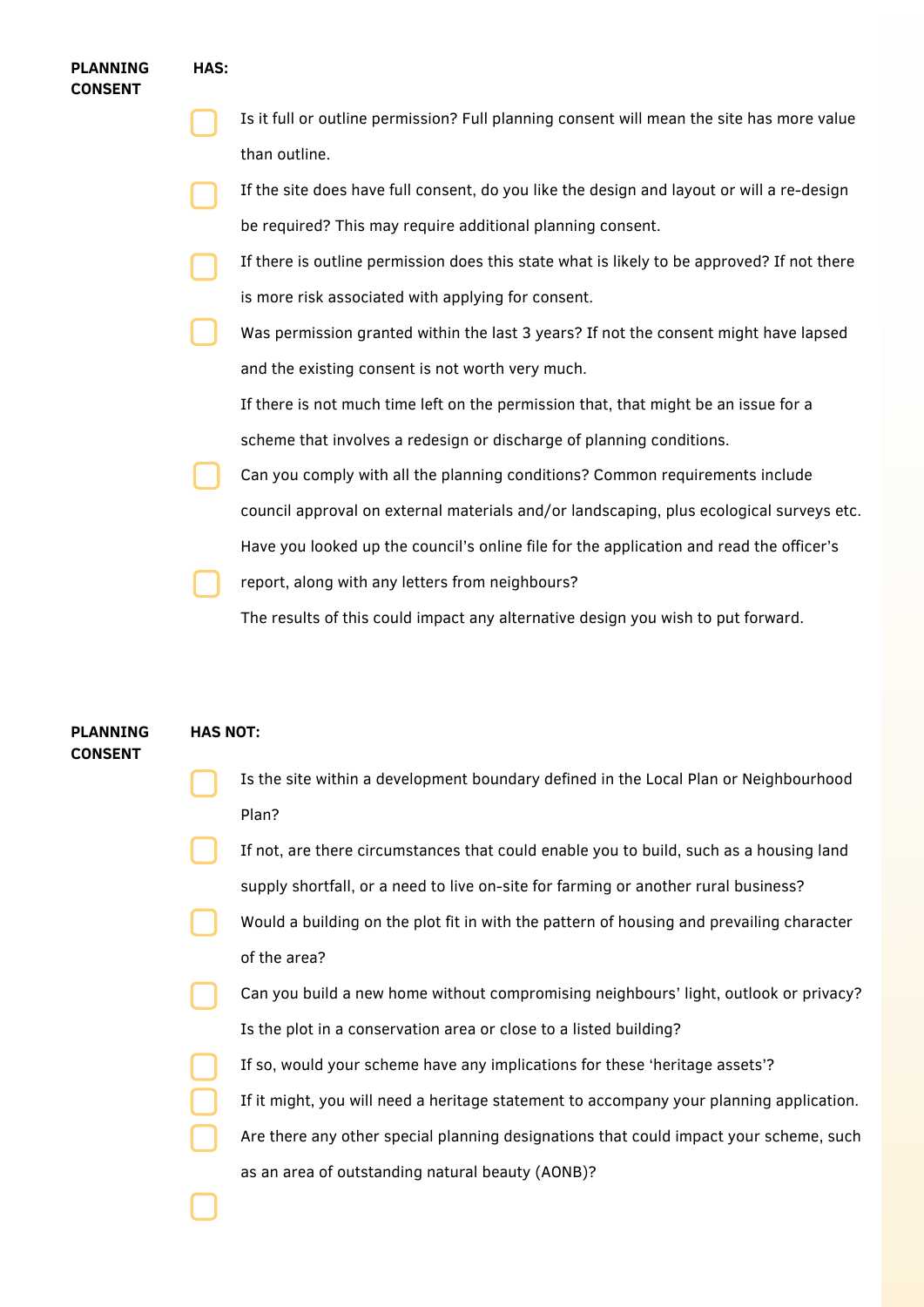**PLANNING CONSENT** **HAS:**

- [ ] Is it full or outline permission? Full planning consent will mean the site has more value than outline.
- [ ] If the site does have full consent, do you like the design and layout or will a re-design be required? This may require additional planning consent.
- [ ] If there is outline permission does this state what is likely to be approved? If not there is more risk associated with applying for consent.
- [ ] Was permission granted within the last 3 years? If not the consent might have lapsed and the existing consent is not worth very much.
  If there is not much time left on the permission that, that might be an issue for a scheme that involves a redesign or discharge of planning conditions.
- [ ] Can you comply with all the planning conditions? Common requirements include council approval on external materials and/or landscaping, plus ecological surveys etc.
- [ ] Have you looked up the council's online file for the application and read the officer's report, along with any letters from neighbours?
  The results of this could impact any alternative design you wish to put forward.

**PLANNING CONSENT** **HAS NOT:**

- [ ] Is the site within a development boundary defined in the Local Plan or Neighbourhood Plan?
- [ ] If not, are there circumstances that could enable you to build, such as a housing land supply shortfall, or a need to live on-site for farming or another rural business?
- [ ] Would a building on the plot fit in with the pattern of housing and prevailing character of the area?
- [ ] Can you build a new home without compromising neighbours' light, outlook or privacy?
- [ ] Is the plot in a conservation area or close to a listed building?
- [ ] If so, would your scheme have any implications for these 'heritage assets'?
- [ ] If it might, you will need a heritage statement to accompany your planning application.
- [ ] Are there any other special planning designations that could impact your scheme, such as an area of outstanding natural beauty (AONB)?
- [ ]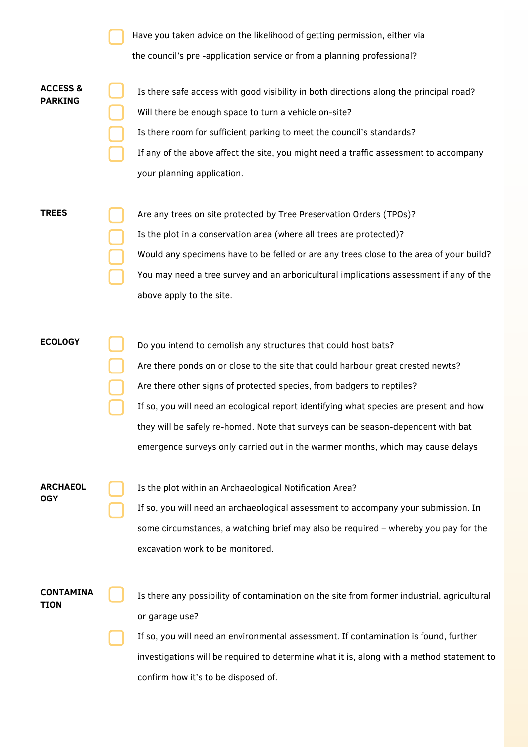- [ ] Have you taken advice on the likelihood of getting permission, either via the council's pre -application service or from a planning professional?

**ACCESS & PARKING**

- [ ] Is there safe access with good visibility in both directions along the principal road?
- [ ] Will there be enough space to turn a vehicle on-site?
- [ ] Is there room for sufficient parking to meet the council's standards?
- [ ] If any of the above affect the site, you might need a traffic assessment to accompany your planning application.

**TREES**

- [ ] Are any trees on site protected by Tree Preservation Orders (TPOs)?
- [ ] Is the plot in a conservation area (where all trees are protected)?
- [ ] Would any specimens have to be felled or are any trees close to the area of your build?
- [ ] You may need a tree survey and an arboricultural implications assessment if any of the above apply to the site.

**ECOLOGY**

- [ ] Do you intend to demolish any structures that could host bats?
- [ ] Are there ponds on or close to the site that could harbour great crested newts?
- [ ] Are there other signs of protected species, from badgers to reptiles?
- [ ] If so, you will need an ecological report identifying what species are present and how they will be safely re-homed. Note that surveys can be season-dependent with bat emergence surveys only carried out in the warmer months, which may cause delays

**ARCHAEOLOGY**

- [ ] Is the plot within an Archaeological Notification Area?
- [ ] If so, you will need an archaeological assessment to accompany your submission. In some circumstances, a watching brief may also be required – whereby you pay for the excavation work to be monitored.

**CONTAMINATION**

- [ ] Is there any possibility of contamination on the site from former industrial, agricultural or garage use?
- [ ] If so, you will need an environmental assessment. If contamination is found, further investigations will be required to determine what it is, along with a method statement to confirm how it's to be disposed of.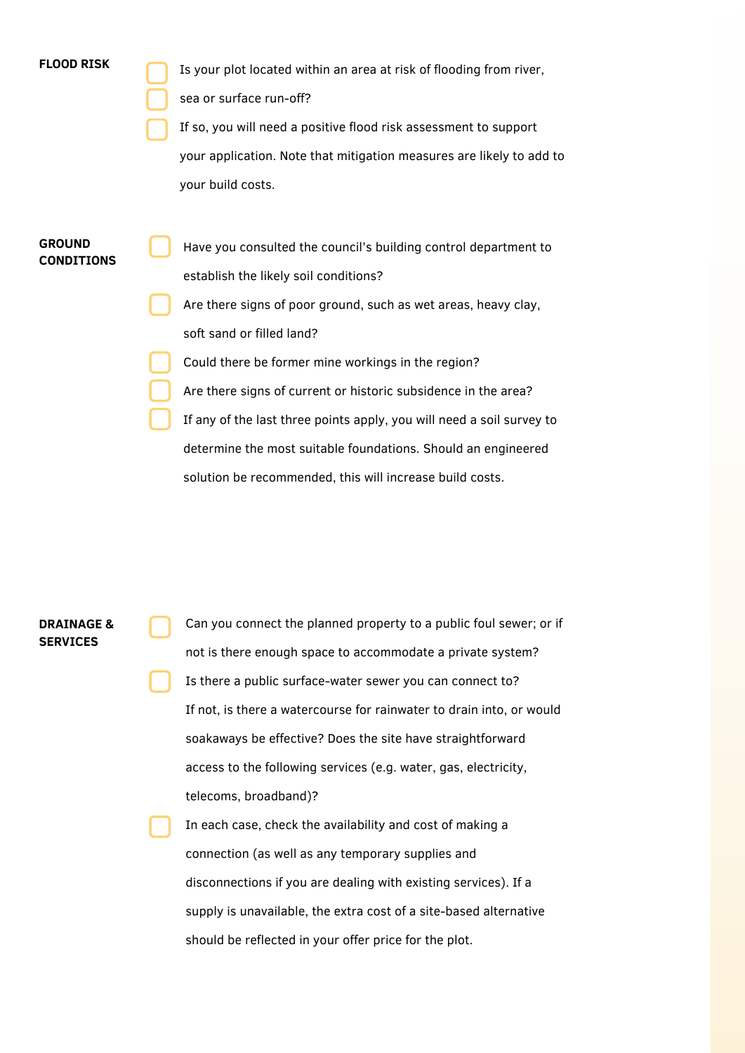**FLOOD RISK**

- [ ] Is your plot located within an area at risk of flooding from river, sea or surface run-off?
- [ ] If so, you will need a positive flood risk assessment to support your application. Note that mitigation measures are likely to add to your build costs.

**GROUND CONDITIONS**

- [ ] Have you consulted the council's building control department to establish the likely soil conditions?
- [ ] Are there signs of poor ground, such as wet areas, heavy clay, soft sand or filled land?
- [ ] Could there be former mine workings in the region?
- [ ] Are there signs of current or historic subsidence in the area?
- [ ] If any of the last three points apply, you will need a soil survey to determine the most suitable foundations. Should an engineered solution be recommended, this will increase build costs.

**DRAINAGE & SERVICES**

- [ ] Can you connect the planned property to a public foul sewer; or if not is there enough space to accommodate a private system?
- [ ] Is there a public surface-water sewer you can connect to? If not, is there a watercourse for rainwater to drain into, or would soakaways be effective? Does the site have straightforward access to the following services (e.g. water, gas, electricity, telecoms, broadband)?
- [ ] In each case, check the availability and cost of making a connection (as well as any temporary supplies and disconnections if you are dealing with existing services). If a supply is unavailable, the extra cost of a site-based alternative should be reflected in your offer price for the plot.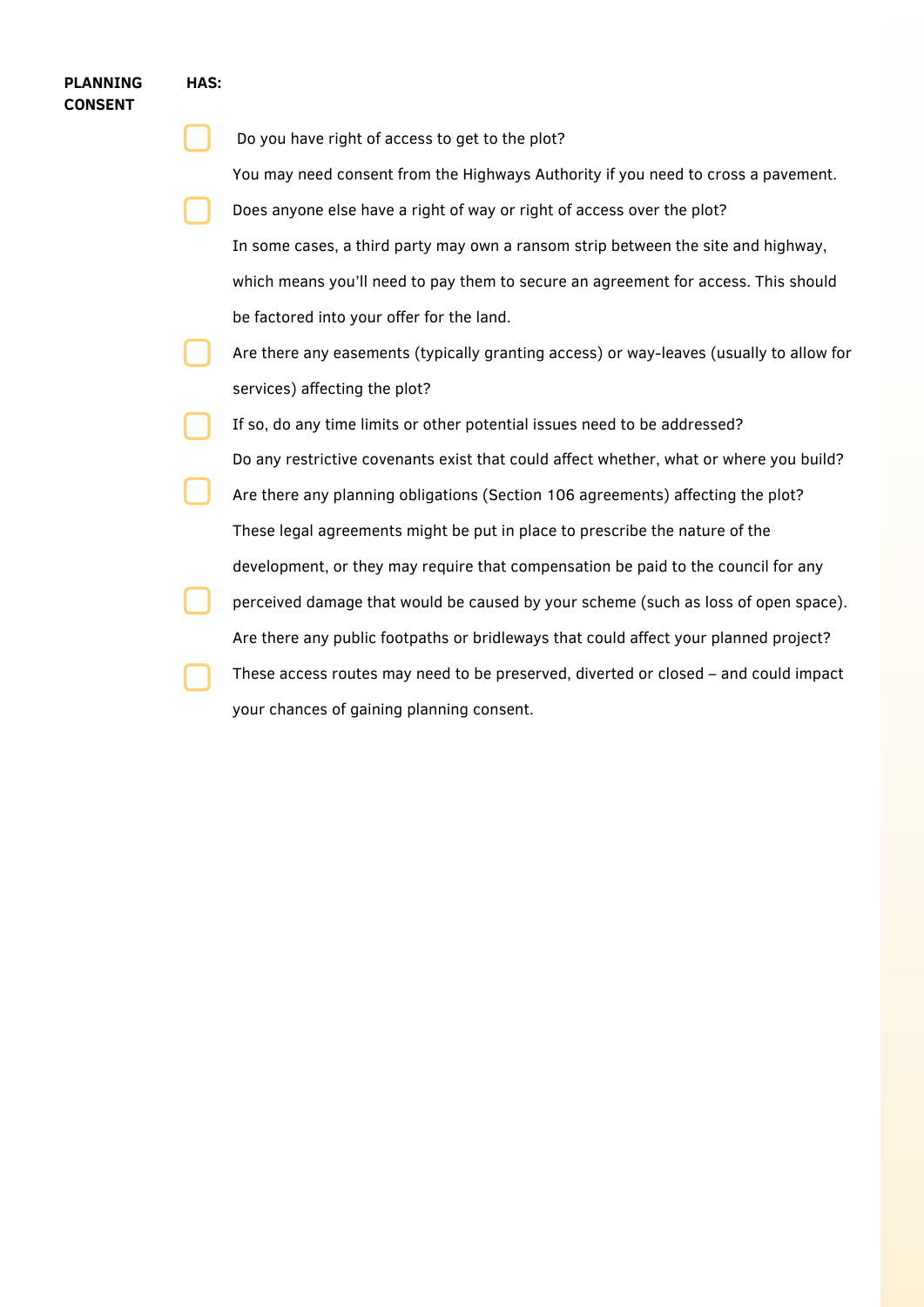**PLANNING CONSENT HAS:**

- [ ] Do you have right of access to get to the plot?

  You may need consent from the Highways Authority if you need to cross a pavement.

- [ ] Does anyone else have a right of way or right of access over the plot?

  In some cases, a third party may own a ransom strip between the site and highway, which means you'll need to pay them to secure an agreement for access. This should be factored into your offer for the land.

- [ ] Are there any easements (typically granting access) or way-leaves (usually to allow for services) affecting the plot?

- [ ] If so, do any time limits or other potential issues need to be addressed?

  Do any restrictive covenants exist that could affect whether, what or where you build?

- [ ] Are there any planning obligations (Section 106 agreements) affecting the plot?

  These legal agreements might be put in place to prescribe the nature of the development, or they may require that compensation be paid to the council for any perceived damage that would be caused by your scheme (such as loss of open space).

- [ ] Are there any public footpaths or bridleways that could affect your planned project?

- [ ] These access routes may need to be preserved, diverted or closed – and could impact your chances of gaining planning consent.